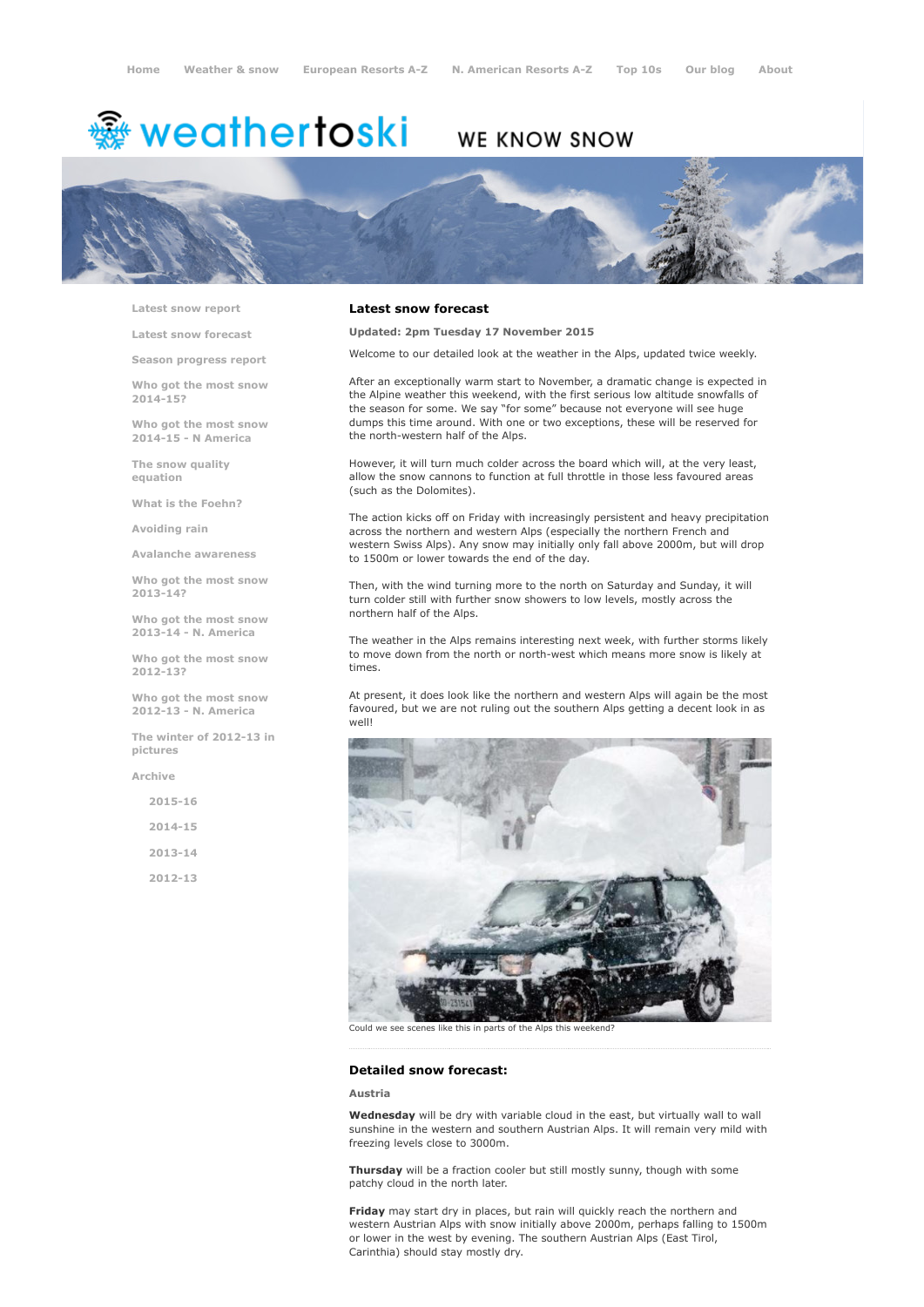Home   Weather & snow   European Resorts A-Z   N. American Resorts A-Z   Top 10s   Our blog   About

weathertoski WE KNOW SNOW

- Latest snow report
- Latest snow forecast
- Season progress report
- Who got the most snow 2014-15?
- Who got the most snow 2014-15 - N America
- The snow quality equation
- What is the Foehn?
- Avoiding rain
- Avalanche awareness
- Who got the most snow 2013-14?
- Who got the most snow 2013-14 - N. America
- Who got the most snow 2012-13?
- Who got the most snow 2012-13 - N. America
- The winter of 2012-13 in pictures
- Archive
  - 2015-16
  - 2014-15
  - 2013-14
  - 2012-13

## Latest snow forecast

**Updated: 2pm Tuesday 17 November 2015**

Welcome to our detailed look at the weather in the Alps, updated twice weekly.

After an exceptionally warm start to November, a dramatic change is expected in the Alpine weather this weekend, with the first serious low altitude snowfalls of the season for some. We say "for some" because not everyone will see huge dumps this time around. With one or two exceptions, these will be reserved for the north-western half of the Alps.

However, it will turn much colder across the board which will, at the very least, allow the snow cannons to function at full throttle in those less favoured areas (such as the Dolomites).

The action kicks off on Friday with increasingly persistent and heavy precipitation across the northern and western Alps (especially the northern French and western Swiss Alps). Any snow may initially only fall above 2000m, but will drop to 1500m or lower towards the end of the day.

Then, with the wind turning more to the north on Saturday and Sunday, it will turn colder still with further snow showers to low levels, mostly across the northern half of the Alps.

The weather in the Alps remains interesting next week, with further storms likely to move down from the north or north-west which means more snow is likely at times.

At present, it does look like the northern and western Alps will again be the most favoured, but we are not ruling out the southern Alps getting a decent look in as well!

Could we see scenes like this in parts of the Alps this weekend?

## Detailed snow forecast:

### Austria

**Wednesday** will be dry with variable cloud in the east, but virtually wall to wall sunshine in the western and southern Austrian Alps. It will remain very mild with freezing levels close to 3000m.

**Thursday** will be a fraction cooler but still mostly sunny, though with some patchy cloud in the north later.

**Friday** may start dry in places, but rain will quickly reach the northern and western Austrian Alps with snow initially above 2000m, perhaps falling to 1500m or lower in the west by evening. The southern Austrian Alps (East Tirol, Carinthia) should stay mostly dry.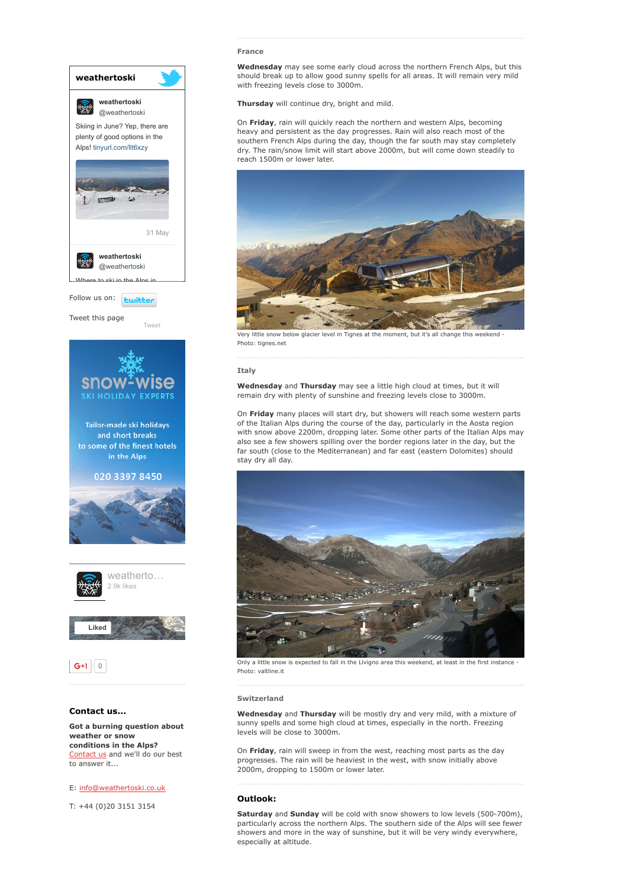## France

**Wednesday** may see some early cloud across the northern French Alps, but this should break up to allow good sunny spells for all areas. It will remain very mild with freezing levels close to 3000m.

**Thursday** will continue dry, bright and mild.

On **Friday**, rain will quickly reach the northern and western Alps, becoming heavy and persistent as the day progresses. Rain will also reach most of the southern French Alps during the day, though the far south may stay completely dry. The rain/snow limit will start above 2000m, but will come down steadily to reach 1500m or lower later.

Very little snow below glacier level in Tignes at the moment, but it's all change this weekend - Photo: tignes.net

## Italy

**Wednesday** and **Thursday** may see a little high cloud at times, but it will remain dry with plenty of sunshine and freezing levels close to 3000m.

On **Friday** many places will start dry, but showers will reach some western parts of the Italian Alps during the course of the day, particularly in the Aosta region with snow above 2200m, dropping later. Some other parts of the Italian Alps may also see a few showers spilling over the border regions later in the day, but the far south (close to the Mediterranean) and far east (eastern Dolomites) should stay dry all day.

Only a little snow is expected to fall in the Livigno area this weekend, at least in the first instance - Photo: valtline.it

## Switzerland

**Wednesday** and **Thursday** will be mostly dry and very mild, with a mixture of sunny spells and some high cloud at times, especially in the north. Freezing levels will be close to 3000m.

On **Friday**, rain will sweep in from the west, reaching most parts as the day progresses. The rain will be heaviest in the west, with snow initially above 2000m, dropping to 1500m or lower later.

## Outlook:

**Saturday** and **Sunday** will be cold with snow showers to low levels (500-700m), particularly across the northern Alps. The southern side of the Alps will see fewer showers and more in the way of sunshine, but it will be very windy everywhere, especially at altitude.

---

**weathertoski**

weathertoski @weathertoski

Skiing in June? Yep, there are plenty of good options in the Alps! tinyurl.com/llt6xzy

31 May

weathertoski @weathertoski

Where to ski in the Alps in

Follow us on: twitter

Tweet this page

Tweet

snow-wise SKI HOLIDAY EXPERTS

Tailor-made ski holidays and short breaks to some of the finest hotels in the Alps

020 3397 8450

weatherto... 2.9k likes

Liked

G+1 0

### Contact us...

**Got a burning question about weather or snow conditions in the Alps?** Contact us and we'll do our best to answer it...

E: info@weathertoski.co.uk

T: +44 (0)20 3151 3154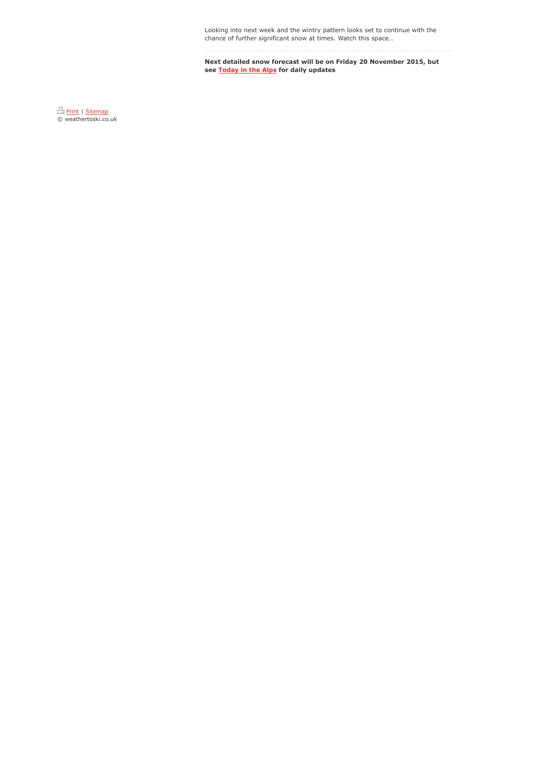Looking into next week and the wintry pattern looks set to continue with the chance of further significant snow at times. Watch this space…

---

**Next detailed snow forecast will be on Friday 20 November 2015, but see Today in the Alps for daily updates**

Print | Sitemap
© weathertoski.co.uk